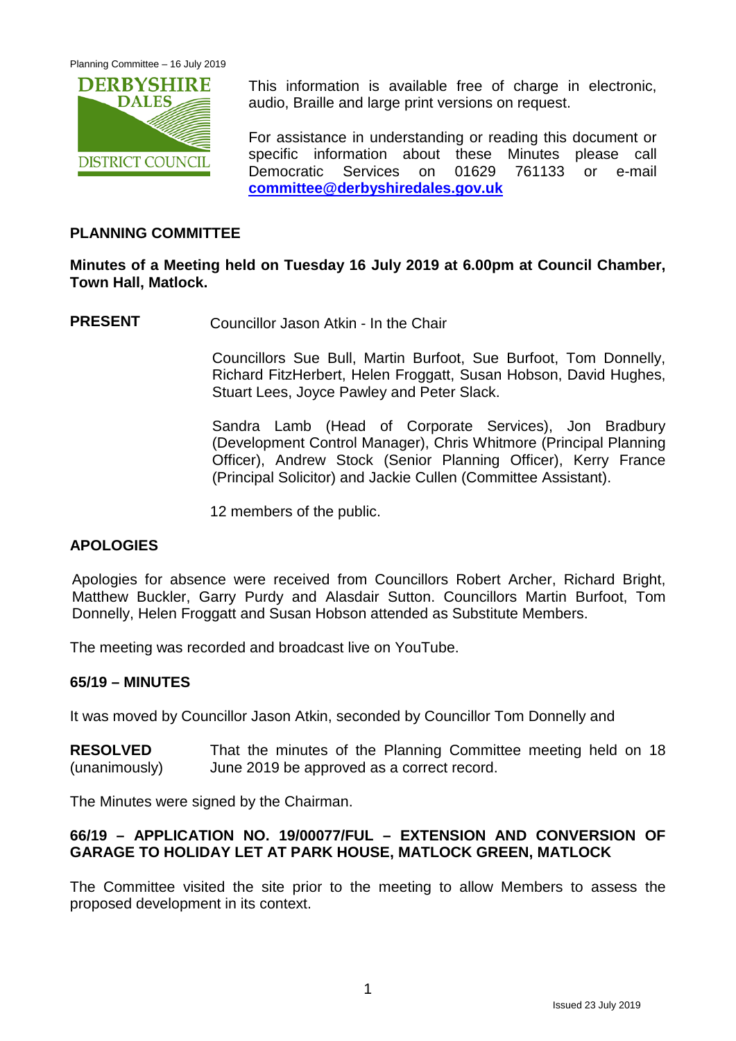This information is available free of charge in electronic, audio, Braille and large print versions on request.

For assistance in understanding or reading this document or specific information about these Minutes please call Democratic Services on 01629 761133 or e-mail **committee@derbyshiredales.gov.uk**

## PLANNING COMMITTEE

**Minutes of a Meeting held on Tuesday 16 July 2019 at 6.00pm at Council Chamber, Town Hall, Matlock.**

**PRESENT** Councillor Jason Atkin - In the Chair

Councillors Sue Bull, Martin Burfoot, Sue Burfoot, Tom Donnelly, Richard FitzHerbert, Helen Froggatt, Susan Hobson, David Hughes, Stuart Lees, Joyce Pawley and Peter Slack.

Sandra Lamb (Head of Corporate Services), Jon Bradbury (Development Control Manager), Chris Whitmore (Principal Planning Officer), Andrew Stock (Senior Planning Officer), Kerry France (Principal Solicitor) and Jackie Cullen (Committee Assistant).

12 members of the public.

## APOLOGIES

Apologies for absence were received from Councillors Robert Archer, Richard Bright, Matthew Buckler, Garry Purdy and Alasdair Sutton. Councillors Martin Burfoot, Tom Donnelly, Helen Froggatt and Susan Hobson attended as Substitute Members.

The meeting was recorded and broadcast live on YouTube.

## 65/19 – MINUTES

It was moved by Councillor Jason Atkin, seconded by Councillor Tom Donnelly and

**RESOLVED** (unanimously) That the minutes of the Planning Committee meeting held on 18 June 2019 be approved as a correct record.

The Minutes were signed by the Chairman.

## 66/19 – APPLICATION NO. 19/00077/FUL – EXTENSION AND CONVERSION OF GARAGE TO HOLIDAY LET AT PARK HOUSE, MATLOCK GREEN, MATLOCK

The Committee visited the site prior to the meeting to allow Members to assess the proposed development in its context.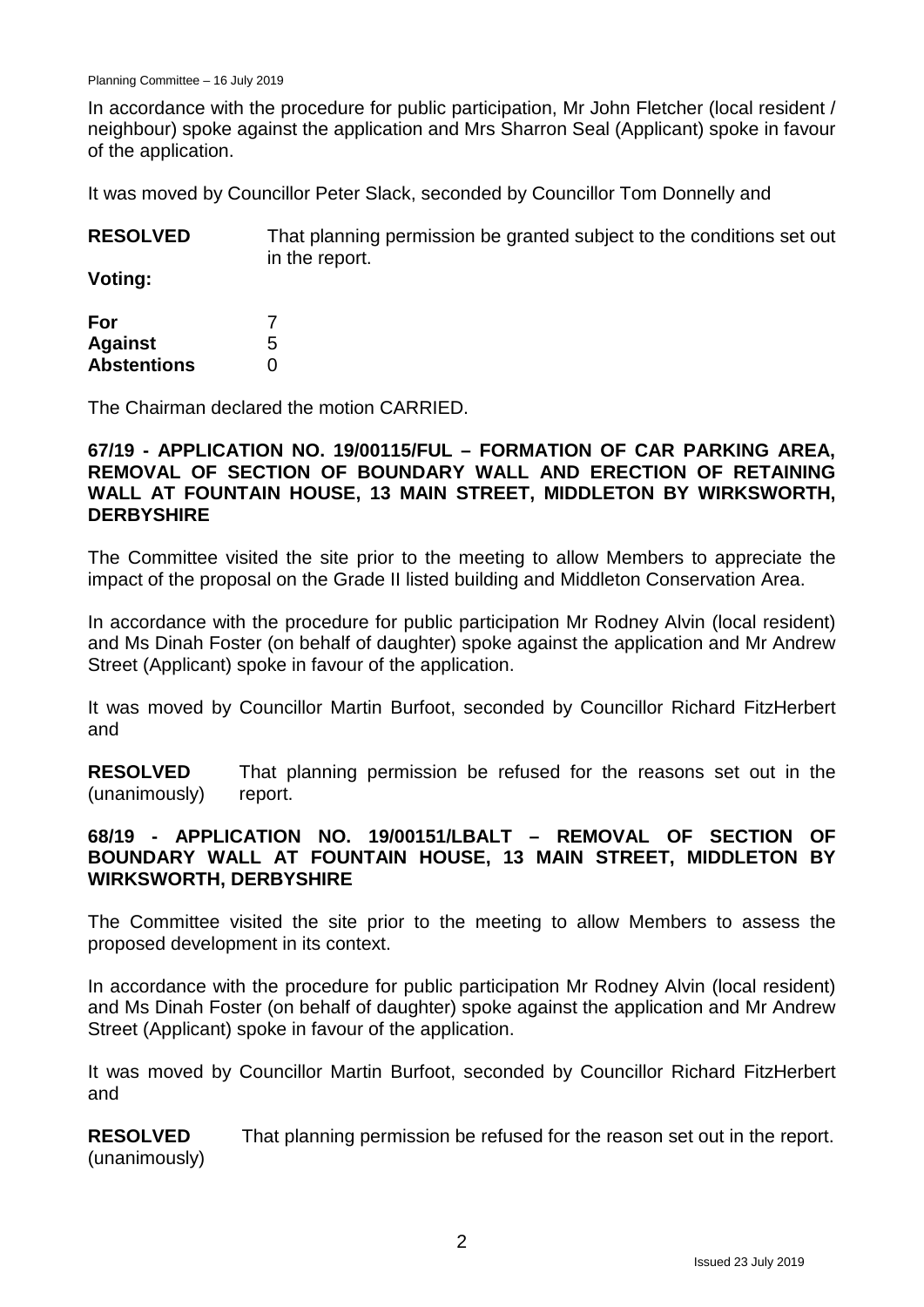In accordance with the procedure for public participation, Mr John Fletcher (local resident / neighbour) spoke against the application and Mrs Sharron Seal (Applicant) spoke in favour of the application.

It was moved by Councillor Peter Slack, seconded by Councillor Tom Donnelly and

**RESOLVED** That planning permission be granted subject to the conditions set out in the report.

**Voting:**

| | |
|---|---|
| **For** | 7 |
| **Against** | 5 |
| **Abstentions** | 0 |

The Chairman declared the motion CARRIED.

### 67/19 - APPLICATION NO. 19/00115/FUL – FORMATION OF CAR PARKING AREA, REMOVAL OF SECTION OF BOUNDARY WALL AND ERECTION OF RETAINING WALL AT FOUNTAIN HOUSE, 13 MAIN STREET, MIDDLETON BY WIRKSWORTH, DERBYSHIRE

The Committee visited the site prior to the meeting to allow Members to appreciate the impact of the proposal on the Grade II listed building and Middleton Conservation Area.

In accordance with the procedure for public participation Mr Rodney Alvin (local resident) and Ms Dinah Foster (on behalf of daughter) spoke against the application and Mr Andrew Street (Applicant) spoke in favour of the application.

It was moved by Councillor Martin Burfoot, seconded by Councillor Richard FitzHerbert and

**RESOLVED** (unanimously) That planning permission be refused for the reasons set out in the report.

### 68/19 - APPLICATION NO. 19/00151/LBALT – REMOVAL OF SECTION OF BOUNDARY WALL AT FOUNTAIN HOUSE, 13 MAIN STREET, MIDDLETON BY WIRKSWORTH, DERBYSHIRE

The Committee visited the site prior to the meeting to allow Members to assess the proposed development in its context.

In accordance with the procedure for public participation Mr Rodney Alvin (local resident) and Ms Dinah Foster (on behalf of daughter) spoke against the application and Mr Andrew Street (Applicant) spoke in favour of the application.

It was moved by Councillor Martin Burfoot, seconded by Councillor Richard FitzHerbert and

**RESOLVED** (unanimously) That planning permission be refused for the reason set out in the report.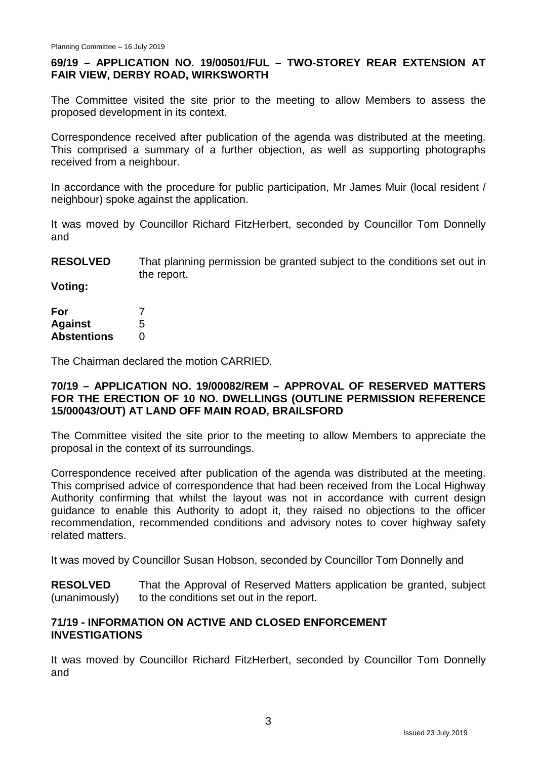### 69/19 – APPLICATION NO. 19/00501/FUL – TWO-STOREY REAR EXTENSION AT FAIR VIEW, DERBY ROAD, WIRKSWORTH

The Committee visited the site prior to the meeting to allow Members to assess the proposed development in its context.

Correspondence received after publication of the agenda was distributed at the meeting. This comprised a summary of a further objection, as well as supporting photographs received from a neighbour.

In accordance with the procedure for public participation, Mr James Muir (local resident / neighbour) spoke against the application.

It was moved by Councillor Richard FitzHerbert, seconded by Councillor Tom Donnelly and

**RESOLVED** That planning permission be granted subject to the conditions set out in the report.

**Voting:**

| | |
|---|---|
| **For** | 7 |
| **Against** | 5 |
| **Abstentions** | 0 |

The Chairman declared the motion CARRIED.

### 70/19 – APPLICATION NO. 19/00082/REM – APPROVAL OF RESERVED MATTERS FOR THE ERECTION OF 10 NO. DWELLINGS (OUTLINE PERMISSION REFERENCE 15/00043/OUT) AT LAND OFF MAIN ROAD, BRAILSFORD

The Committee visited the site prior to the meeting to allow Members to appreciate the proposal in the context of its surroundings.

Correspondence received after publication of the agenda was distributed at the meeting. This comprised advice of correspondence that had been received from the Local Highway Authority confirming that whilst the layout was not in accordance with current design guidance to enable this Authority to adopt it, they raised no objections to the officer recommendation, recommended conditions and advisory notes to cover highway safety related matters.

It was moved by Councillor Susan Hobson, seconded by Councillor Tom Donnelly and

**RESOLVED** (unanimously) That the Approval of Reserved Matters application be granted, subject to the conditions set out in the report.

### 71/19 - INFORMATION ON ACTIVE AND CLOSED ENFORCEMENT INVESTIGATIONS

It was moved by Councillor Richard FitzHerbert, seconded by Councillor Tom Donnelly and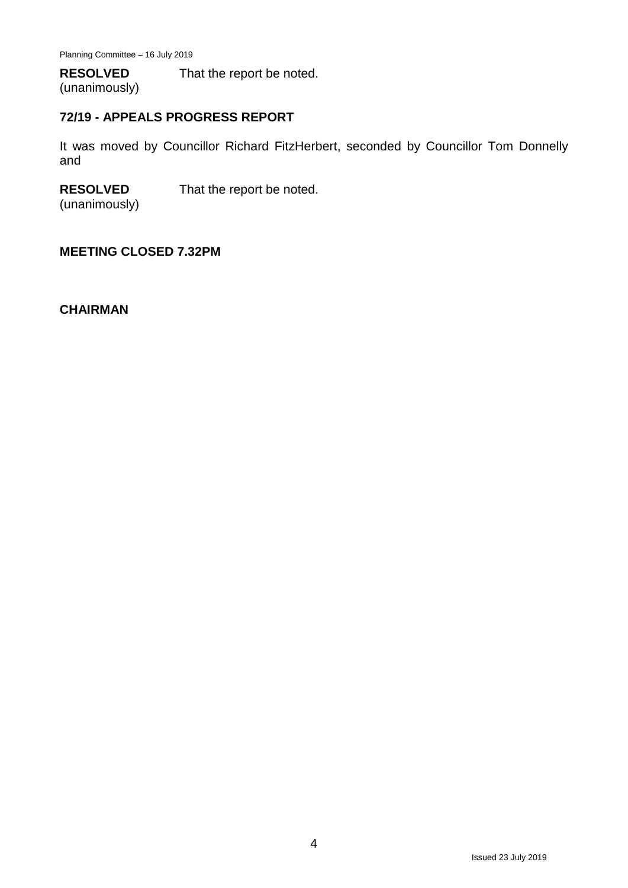**RESOLVED** (unanimously) That the report be noted.

## 72/19 - APPEALS PROGRESS REPORT

It was moved by Councillor Richard FitzHerbert, seconded by Councillor Tom Donnelly and

**RESOLVED** (unanimously) That the report be noted.

**MEETING CLOSED 7.32PM**

**CHAIRMAN**